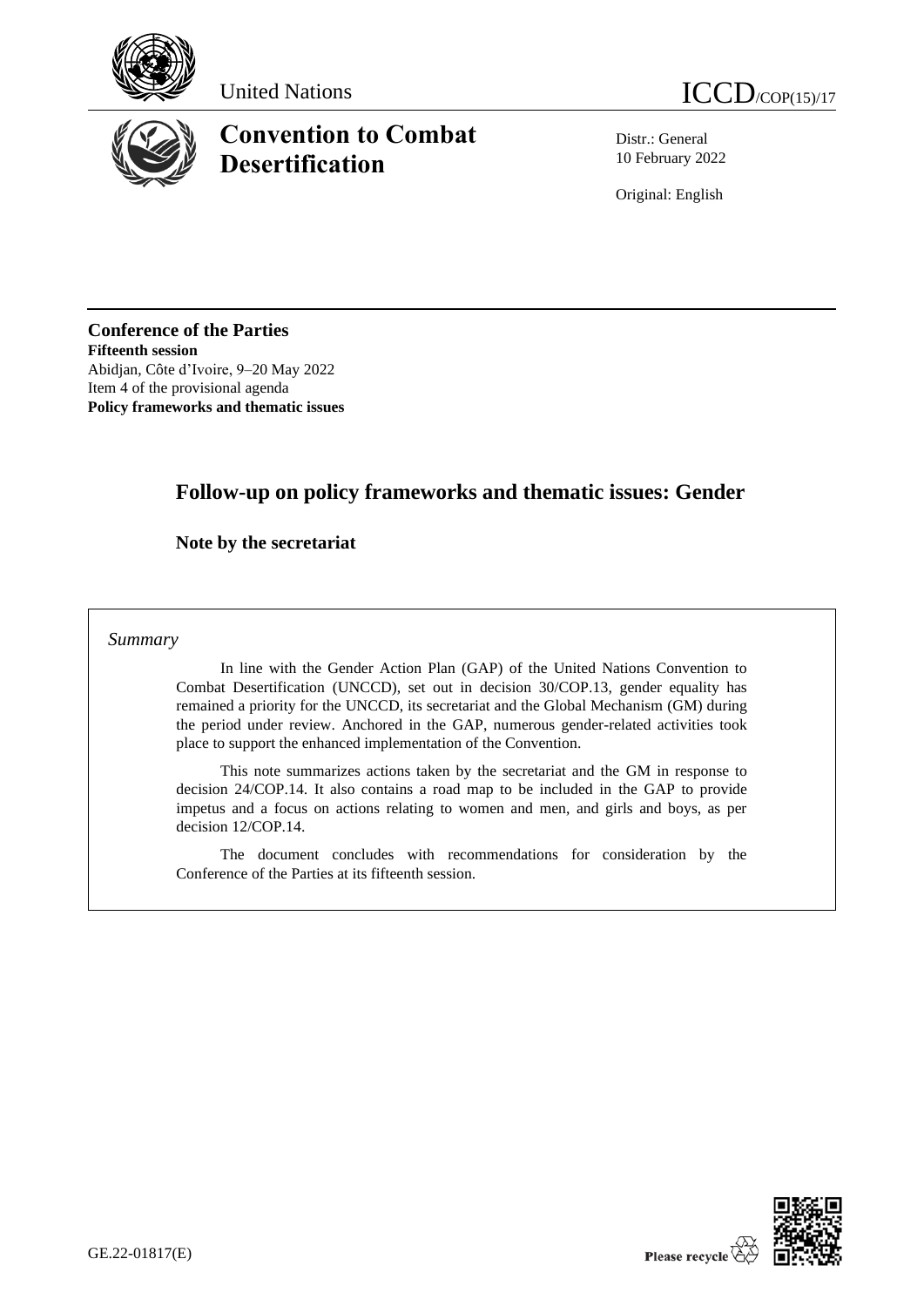United Nations

ICCD/COP(15)/17

# Convention to Combat Desertification

Distr.: General
10 February 2022

Original: English

**Conference of the Parties**
**Fifteenth session**
Abidjan, Côte d'Ivoire, 9–20 May 2022
Item 4 of the provisional agenda
**Policy frameworks and thematic issues**

## Follow-up on policy frameworks and thematic issues: Gender

### Note by the secretariat

*Summary*

In line with the Gender Action Plan (GAP) of the United Nations Convention to Combat Desertification (UNCCD), set out in decision 30/COP.13, gender equality has remained a priority for the UNCCD, its secretariat and the Global Mechanism (GM) during the period under review. Anchored in the GAP, numerous gender-related activities took place to support the enhanced implementation of the Convention.

This note summarizes actions taken by the secretariat and the GM in response to decision 24/COP.14. It also contains a road map to be included in the GAP to provide impetus and a focus on actions relating to women and men, and girls and boys, as per decision 12/COP.14.

The document concludes with recommendations for consideration by the Conference of the Parties at its fifteenth session.

GE.22-01817(E)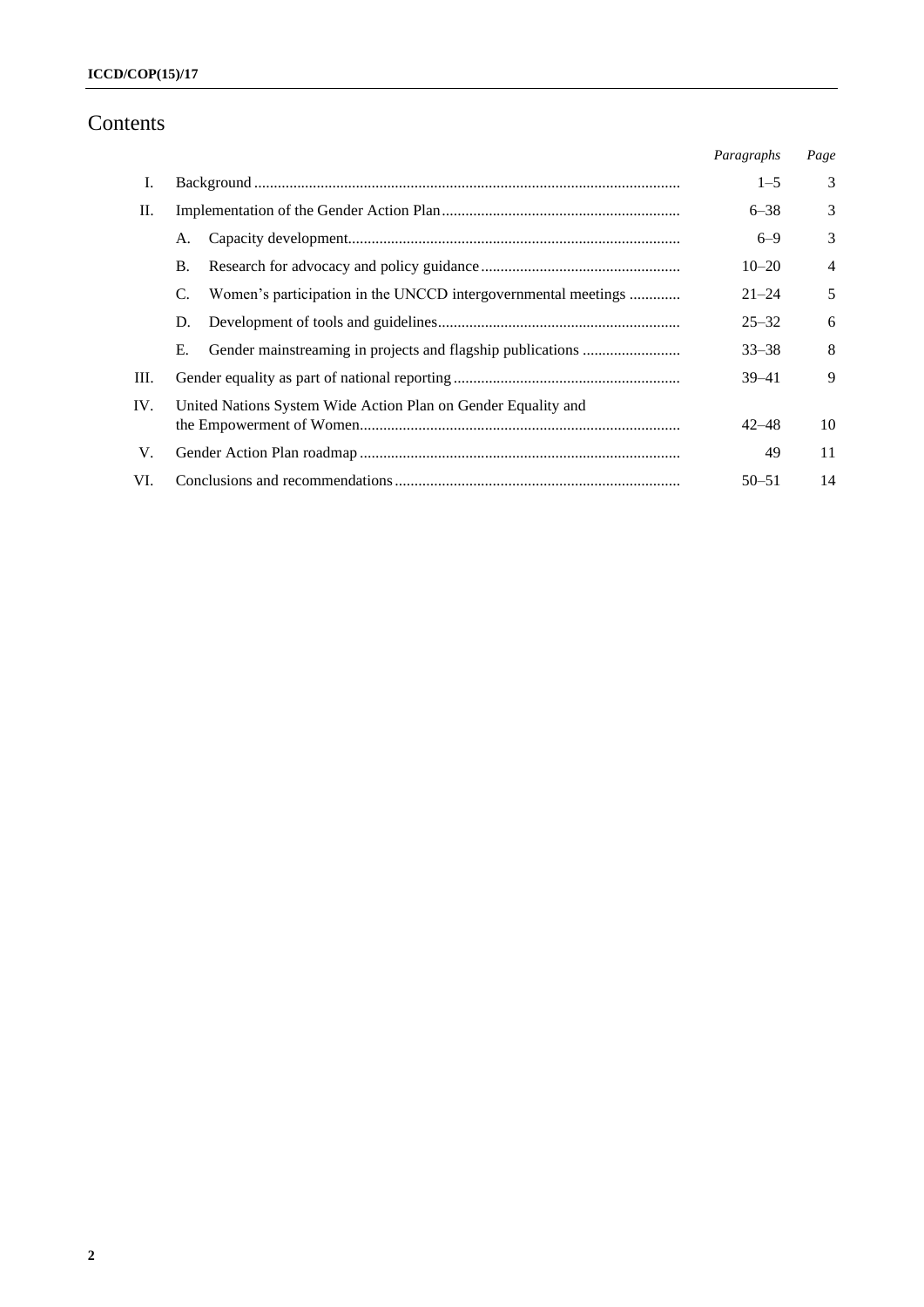# Contents

| | | Paragraphs | Page |
|---|---|---|---|
| I. | Background | 1–5 | 3 |
| II. | Implementation of the Gender Action Plan | 6–38 | 3 |
| | A. Capacity development | 6–9 | 3 |
| | B. Research for advocacy and policy guidance | 10–20 | 4 |
| | C. Women's participation in the UNCCD intergovernmental meetings | 21–24 | 5 |
| | D. Development of tools and guidelines | 25–32 | 6 |
| | E. Gender mainstreaming in projects and flagship publications | 33–38 | 8 |
| III. | Gender equality as part of national reporting | 39–41 | 9 |
| IV. | United Nations System Wide Action Plan on Gender Equality and the Empowerment of Women | 42–48 | 10 |
| V. | Gender Action Plan roadmap | 49 | 11 |
| VI. | Conclusions and recommendations | 50–51 | 14 |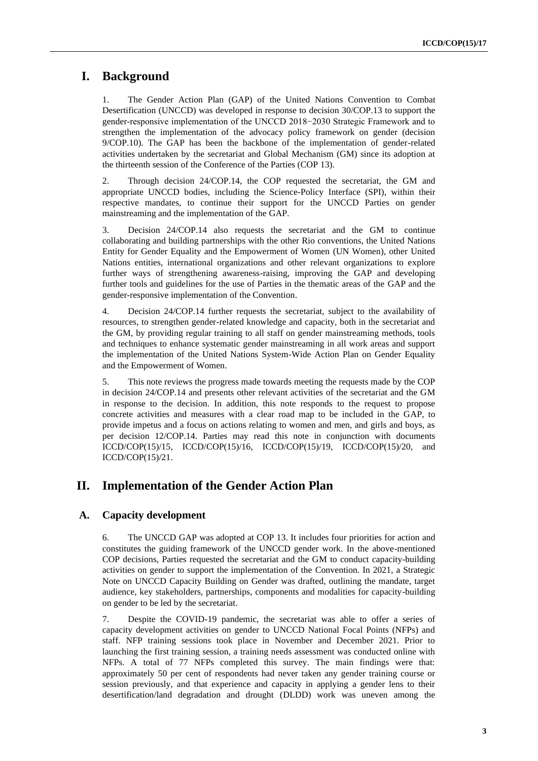# I. Background

1. The Gender Action Plan (GAP) of the United Nations Convention to Combat Desertification (UNCCD) was developed in response to decision 30/COP.13 to support the gender-responsive implementation of the UNCCD 2018−2030 Strategic Framework and to strengthen the implementation of the advocacy policy framework on gender (decision 9/COP.10). The GAP has been the backbone of the implementation of gender-related activities undertaken by the secretariat and Global Mechanism (GM) since its adoption at the thirteenth session of the Conference of the Parties (COP 13).

2. Through decision 24/COP.14, the COP requested the secretariat, the GM and appropriate UNCCD bodies, including the Science-Policy Interface (SPI), within their respective mandates, to continue their support for the UNCCD Parties on gender mainstreaming and the implementation of the GAP.

3. Decision 24/COP.14 also requests the secretariat and the GM to continue collaborating and building partnerships with the other Rio conventions, the United Nations Entity for Gender Equality and the Empowerment of Women (UN Women), other United Nations entities, international organizations and other relevant organizations to explore further ways of strengthening awareness-raising, improving the GAP and developing further tools and guidelines for the use of Parties in the thematic areas of the GAP and the gender-responsive implementation of the Convention.

4. Decision 24/COP.14 further requests the secretariat, subject to the availability of resources, to strengthen gender-related knowledge and capacity, both in the secretariat and the GM, by providing regular training to all staff on gender mainstreaming methods, tools and techniques to enhance systematic gender mainstreaming in all work areas and support the implementation of the United Nations System-Wide Action Plan on Gender Equality and the Empowerment of Women.

5. This note reviews the progress made towards meeting the requests made by the COP in decision 24/COP.14 and presents other relevant activities of the secretariat and the GM in response to the decision. In addition, this note responds to the request to propose concrete activities and measures with a clear road map to be included in the GAP, to provide impetus and a focus on actions relating to women and men, and girls and boys, as per decision 12/COP.14. Parties may read this note in conjunction with documents ICCD/COP(15)/15, ICCD/COP(15)/16, ICCD/COP(15)/19, ICCD/COP(15)/20, and ICCD/COP(15)/21.

# II. Implementation of the Gender Action Plan

## A. Capacity development

6. The UNCCD GAP was adopted at COP 13. It includes four priorities for action and constitutes the guiding framework of the UNCCD gender work. In the above-mentioned COP decisions, Parties requested the secretariat and the GM to conduct capacity-building activities on gender to support the implementation of the Convention. In 2021, a Strategic Note on UNCCD Capacity Building on Gender was drafted, outlining the mandate, target audience, key stakeholders, partnerships, components and modalities for capacity-building on gender to be led by the secretariat.

7. Despite the COVID-19 pandemic, the secretariat was able to offer a series of capacity development activities on gender to UNCCD National Focal Points (NFPs) and staff. NFP training sessions took place in November and December 2021. Prior to launching the first training session, a training needs assessment was conducted online with NFPs. A total of 77 NFPs completed this survey. The main findings were that: approximately 50 per cent of respondents had never taken any gender training course or session previously, and that experience and capacity in applying a gender lens to their desertification/land degradation and drought (DLDD) work was uneven among the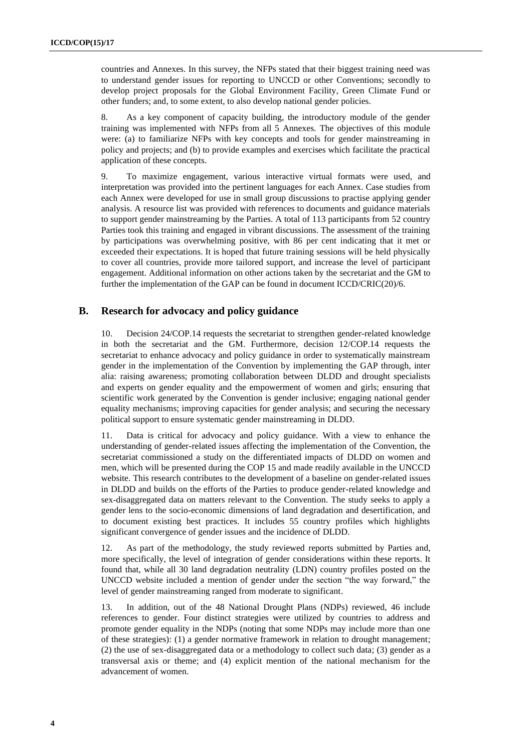countries and Annexes. In this survey, the NFPs stated that their biggest training need was to understand gender issues for reporting to UNCCD or other Conventions; secondly to develop project proposals for the Global Environment Facility, Green Climate Fund or other funders; and, to some extent, to also develop national gender policies.

8. As a key component of capacity building, the introductory module of the gender training was implemented with NFPs from all 5 Annexes. The objectives of this module were: (a) to familiarize NFPs with key concepts and tools for gender mainstreaming in policy and projects; and (b) to provide examples and exercises which facilitate the practical application of these concepts.

9. To maximize engagement, various interactive virtual formats were used, and interpretation was provided into the pertinent languages for each Annex. Case studies from each Annex were developed for use in small group discussions to practise applying gender analysis. A resource list was provided with references to documents and guidance materials to support gender mainstreaming by the Parties. A total of 113 participants from 52 country Parties took this training and engaged in vibrant discussions. The assessment of the training by participations was overwhelming positive, with 86 per cent indicating that it met or exceeded their expectations. It is hoped that future training sessions will be held physically to cover all countries, provide more tailored support, and increase the level of participant engagement. Additional information on other actions taken by the secretariat and the GM to further the implementation of the GAP can be found in document ICCD/CRIC(20)/6.

## B. Research for advocacy and policy guidance

10. Decision 24/COP.14 requests the secretariat to strengthen gender-related knowledge in both the secretariat and the GM. Furthermore, decision 12/COP.14 requests the secretariat to enhance advocacy and policy guidance in order to systematically mainstream gender in the implementation of the Convention by implementing the GAP through, inter alia: raising awareness; promoting collaboration between DLDD and drought specialists and experts on gender equality and the empowerment of women and girls; ensuring that scientific work generated by the Convention is gender inclusive; engaging national gender equality mechanisms; improving capacities for gender analysis; and securing the necessary political support to ensure systematic gender mainstreaming in DLDD.

11. Data is critical for advocacy and policy guidance. With a view to enhance the understanding of gender-related issues affecting the implementation of the Convention, the secretariat commissioned a study on the differentiated impacts of DLDD on women and men, which will be presented during the COP 15 and made readily available in the UNCCD website. This research contributes to the development of a baseline on gender-related issues in DLDD and builds on the efforts of the Parties to produce gender-related knowledge and sex-disaggregated data on matters relevant to the Convention. The study seeks to apply a gender lens to the socio-economic dimensions of land degradation and desertification, and to document existing best practices. It includes 55 country profiles which highlights significant convergence of gender issues and the incidence of DLDD.

12. As part of the methodology, the study reviewed reports submitted by Parties and, more specifically, the level of integration of gender considerations within these reports. It found that, while all 30 land degradation neutrality (LDN) country profiles posted on the UNCCD website included a mention of gender under the section "the way forward," the level of gender mainstreaming ranged from moderate to significant.

13. In addition, out of the 48 National Drought Plans (NDPs) reviewed, 46 include references to gender. Four distinct strategies were utilized by countries to address and promote gender equality in the NDPs (noting that some NDPs may include more than one of these strategies): (1) a gender normative framework in relation to drought management; (2) the use of sex-disaggregated data or a methodology to collect such data; (3) gender as a transversal axis or theme; and (4) explicit mention of the national mechanism for the advancement of women.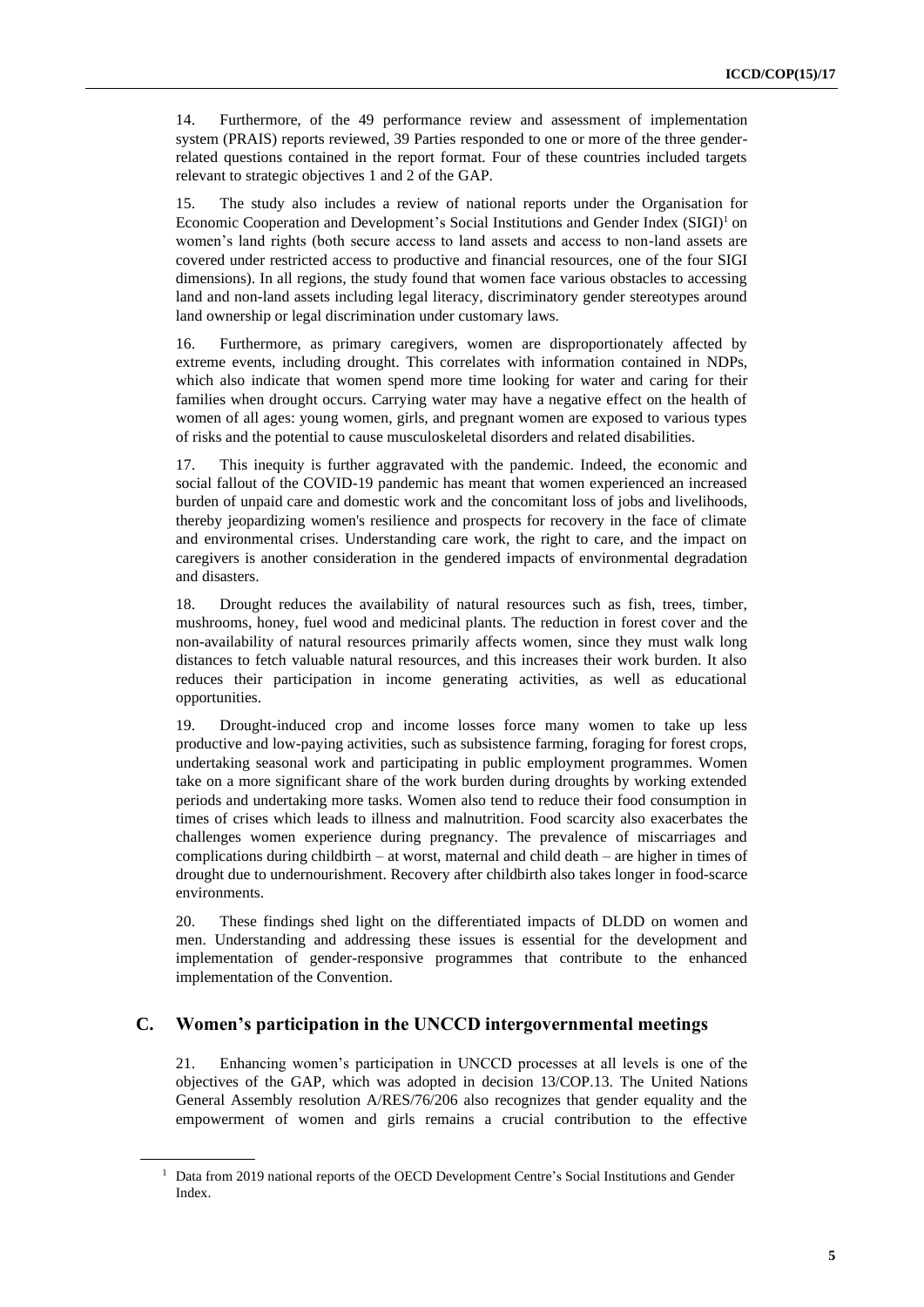14. Furthermore, of the 49 performance review and assessment of implementation system (PRAIS) reports reviewed, 39 Parties responded to one or more of the three gender-related questions contained in the report format. Four of these countries included targets relevant to strategic objectives 1 and 2 of the GAP.

15. The study also includes a review of national reports under the Organisation for Economic Cooperation and Development's Social Institutions and Gender Index (SIGI)[1] on women's land rights (both secure access to land assets and access to non-land assets are covered under restricted access to productive and financial resources, one of the four SIGI dimensions). In all regions, the study found that women face various obstacles to accessing land and non-land assets including legal literacy, discriminatory gender stereotypes around land ownership or legal discrimination under customary laws.

16. Furthermore, as primary caregivers, women are disproportionately affected by extreme events, including drought. This correlates with information contained in NDPs, which also indicate that women spend more time looking for water and caring for their families when drought occurs. Carrying water may have a negative effect on the health of women of all ages: young women, girls, and pregnant women are exposed to various types of risks and the potential to cause musculoskeletal disorders and related disabilities.

17. This inequity is further aggravated with the pandemic. Indeed, the economic and social fallout of the COVID-19 pandemic has meant that women experienced an increased burden of unpaid care and domestic work and the concomitant loss of jobs and livelihoods, thereby jeopardizing women's resilience and prospects for recovery in the face of climate and environmental crises. Understanding care work, the right to care, and the impact on caregivers is another consideration in the gendered impacts of environmental degradation and disasters.

18. Drought reduces the availability of natural resources such as fish, trees, timber, mushrooms, honey, fuel wood and medicinal plants. The reduction in forest cover and the non-availability of natural resources primarily affects women, since they must walk long distances to fetch valuable natural resources, and this increases their work burden. It also reduces their participation in income generating activities, as well as educational opportunities.

19. Drought-induced crop and income losses force many women to take up less productive and low-paying activities, such as subsistence farming, foraging for forest crops, undertaking seasonal work and participating in public employment programmes. Women take on a more significant share of the work burden during droughts by working extended periods and undertaking more tasks. Women also tend to reduce their food consumption in times of crises which leads to illness and malnutrition. Food scarcity also exacerbates the challenges women experience during pregnancy. The prevalence of miscarriages and complications during childbirth – at worst, maternal and child death – are higher in times of drought due to undernourishment. Recovery after childbirth also takes longer in food-scarce environments.

20. These findings shed light on the differentiated impacts of DLDD on women and men. Understanding and addressing these issues is essential for the development and implementation of gender-responsive programmes that contribute to the enhanced implementation of the Convention.

## C. Women's participation in the UNCCD intergovernmental meetings

21. Enhancing women's participation in UNCCD processes at all levels is one of the objectives of the GAP, which was adopted in decision 13/COP.13. The United Nations General Assembly resolution A/RES/76/206 also recognizes that gender equality and the empowerment of women and girls remains a crucial contribution to the effective

[1] Data from 2019 national reports of the OECD Development Centre's Social Institutions and Gender Index.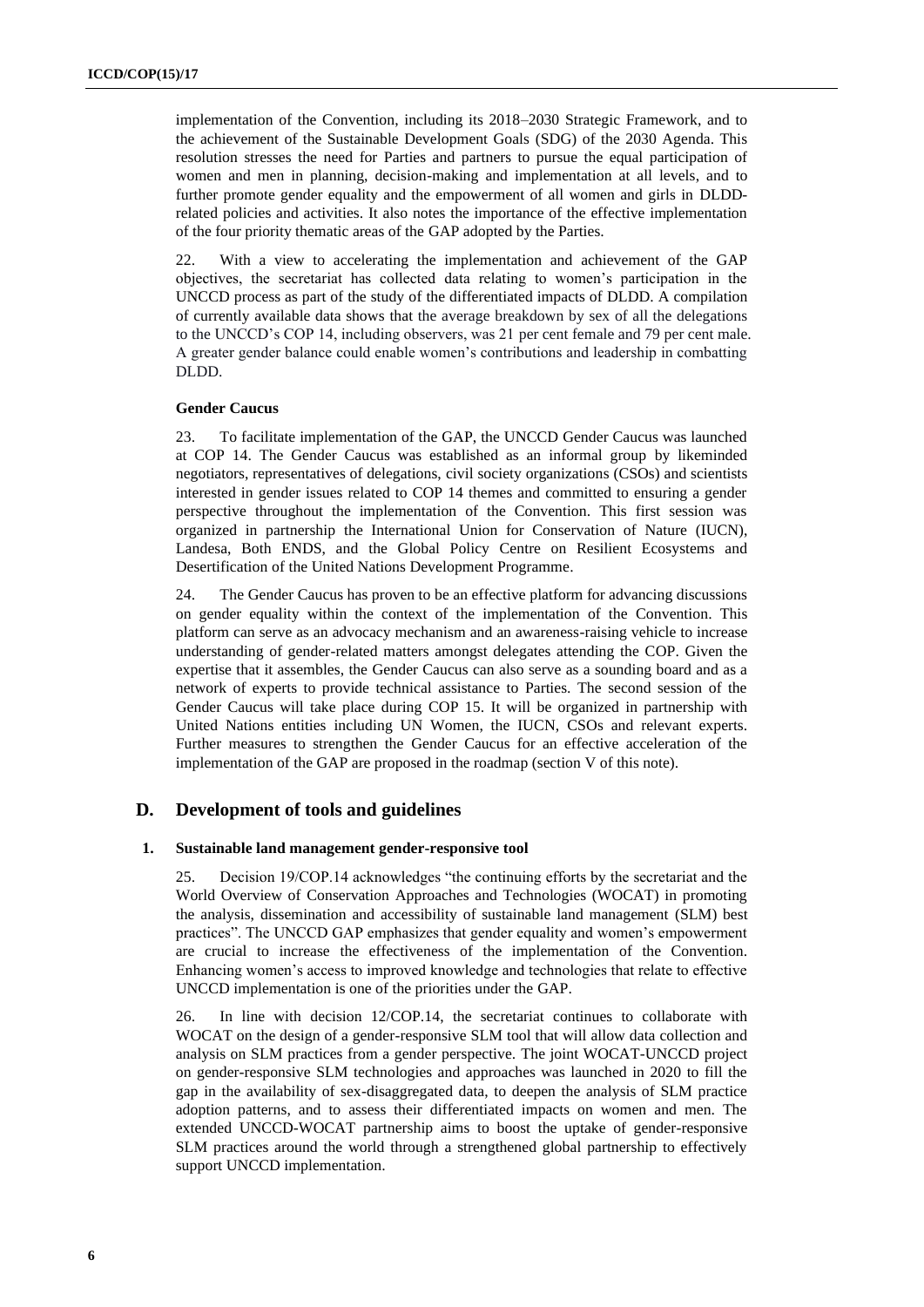implementation of the Convention, including its 2018–2030 Strategic Framework, and to the achievement of the Sustainable Development Goals (SDG) of the 2030 Agenda. This resolution stresses the need for Parties and partners to pursue the equal participation of women and men in planning, decision-making and implementation at all levels, and to further promote gender equality and the empowerment of all women and girls in DLDD-related policies and activities. It also notes the importance of the effective implementation of the four priority thematic areas of the GAP adopted by the Parties.

22. With a view to accelerating the implementation and achievement of the GAP objectives, the secretariat has collected data relating to women's participation in the UNCCD process as part of the study of the differentiated impacts of DLDD. A compilation of currently available data shows that the average breakdown by sex of all the delegations to the UNCCD's COP 14, including observers, was 21 per cent female and 79 per cent male. A greater gender balance could enable women's contributions and leadership in combatting DLDD.

**Gender Caucus**

23. To facilitate implementation of the GAP, the UNCCD Gender Caucus was launched at COP 14. The Gender Caucus was established as an informal group by likeminded negotiators, representatives of delegations, civil society organizations (CSOs) and scientists interested in gender issues related to COP 14 themes and committed to ensuring a gender perspective throughout the implementation of the Convention. This first session was organized in partnership the International Union for Conservation of Nature (IUCN), Landesa, Both ENDS, and the Global Policy Centre on Resilient Ecosystems and Desertification of the United Nations Development Programme.

24. The Gender Caucus has proven to be an effective platform for advancing discussions on gender equality within the context of the implementation of the Convention. This platform can serve as an advocacy mechanism and an awareness-raising vehicle to increase understanding of gender-related matters amongst delegates attending the COP. Given the expertise that it assembles, the Gender Caucus can also serve as a sounding board and as a network of experts to provide technical assistance to Parties. The second session of the Gender Caucus will take place during COP 15. It will be organized in partnership with United Nations entities including UN Women, the IUCN, CSOs and relevant experts. Further measures to strengthen the Gender Caucus for an effective acceleration of the implementation of the GAP are proposed in the roadmap (section V of this note).

## D. Development of tools and guidelines

### 1. Sustainable land management gender-responsive tool

25. Decision 19/COP.14 acknowledges "the continuing efforts by the secretariat and the World Overview of Conservation Approaches and Technologies (WOCAT) in promoting the analysis, dissemination and accessibility of sustainable land management (SLM) best practices". The UNCCD GAP emphasizes that gender equality and women's empowerment are crucial to increase the effectiveness of the implementation of the Convention. Enhancing women's access to improved knowledge and technologies that relate to effective UNCCD implementation is one of the priorities under the GAP.

26. In line with decision 12/COP.14, the secretariat continues to collaborate with WOCAT on the design of a gender-responsive SLM tool that will allow data collection and analysis on SLM practices from a gender perspective. The joint WOCAT-UNCCD project on gender-responsive SLM technologies and approaches was launched in 2020 to fill the gap in the availability of sex-disaggregated data, to deepen the analysis of SLM practice adoption patterns, and to assess their differentiated impacts on women and men. The extended UNCCD-WOCAT partnership aims to boost the uptake of gender-responsive SLM practices around the world through a strengthened global partnership to effectively support UNCCD implementation.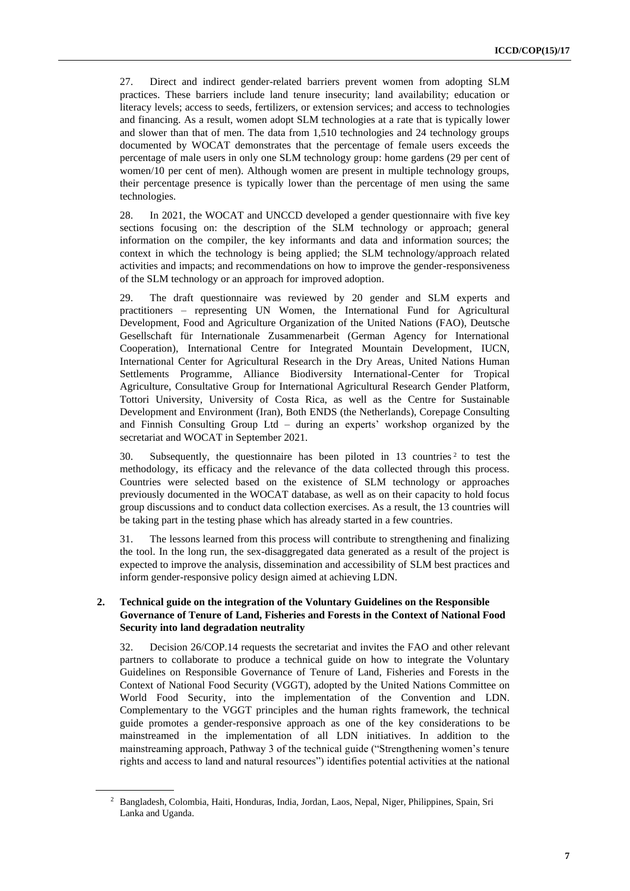27. Direct and indirect gender-related barriers prevent women from adopting SLM practices. These barriers include land tenure insecurity; land availability; education or literacy levels; access to seeds, fertilizers, or extension services; and access to technologies and financing. As a result, women adopt SLM technologies at a rate that is typically lower and slower than that of men. The data from 1,510 technologies and 24 technology groups documented by WOCAT demonstrates that the percentage of female users exceeds the percentage of male users in only one SLM technology group: home gardens (29 per cent of women/10 per cent of men). Although women are present in multiple technology groups, their percentage presence is typically lower than the percentage of men using the same technologies.

28. In 2021, the WOCAT and UNCCD developed a gender questionnaire with five key sections focusing on: the description of the SLM technology or approach; general information on the compiler, the key informants and data and information sources; the context in which the technology is being applied; the SLM technology/approach related activities and impacts; and recommendations on how to improve the gender-responsiveness of the SLM technology or an approach for improved adoption.

29. The draft questionnaire was reviewed by 20 gender and SLM experts and practitioners – representing UN Women, the International Fund for Agricultural Development, Food and Agriculture Organization of the United Nations (FAO), Deutsche Gesellschaft für Internationale Zusammenarbeit (German Agency for International Cooperation), International Centre for Integrated Mountain Development, IUCN, International Center for Agricultural Research in the Dry Areas, United Nations Human Settlements Programme, Alliance Biodiversity International-Center for Tropical Agriculture, Consultative Group for International Agricultural Research Gender Platform, Tottori University, University of Costa Rica, as well as the Centre for Sustainable Development and Environment (Iran), Both ENDS (the Netherlands), Corepage Consulting and Finnish Consulting Group Ltd – during an experts' workshop organized by the secretariat and WOCAT in September 2021.

30. Subsequently, the questionnaire has been piloted in 13 countries[2] to test the methodology, its efficacy and the relevance of the data collected through this process. Countries were selected based on the existence of SLM technology or approaches previously documented in the WOCAT database, as well as on their capacity to hold focus group discussions and to conduct data collection exercises. As a result, the 13 countries will be taking part in the testing phase which has already started in a few countries.

31. The lessons learned from this process will contribute to strengthening and finalizing the tool. In the long run, the sex-disaggregated data generated as a result of the project is expected to improve the analysis, dissemination and accessibility of SLM best practices and inform gender-responsive policy design aimed at achieving LDN.

### 2. Technical guide on the integration of the Voluntary Guidelines on the Responsible Governance of Tenure of Land, Fisheries and Forests in the Context of National Food Security into land degradation neutrality

32. Decision 26/COP.14 requests the secretariat and invites the FAO and other relevant partners to collaborate to produce a technical guide on how to integrate the Voluntary Guidelines on Responsible Governance of Tenure of Land, Fisheries and Forests in the Context of National Food Security (VGGT), adopted by the United Nations Committee on World Food Security, into the implementation of the Convention and LDN. Complementary to the VGGT principles and the human rights framework, the technical guide promotes a gender-responsive approach as one of the key considerations to be mainstreamed in the implementation of all LDN initiatives. In addition to the mainstreaming approach, Pathway 3 of the technical guide ("Strengthening women's tenure rights and access to land and natural resources") identifies potential activities at the national

[2] Bangladesh, Colombia, Haiti, Honduras, India, Jordan, Laos, Nepal, Niger, Philippines, Spain, Sri Lanka and Uganda.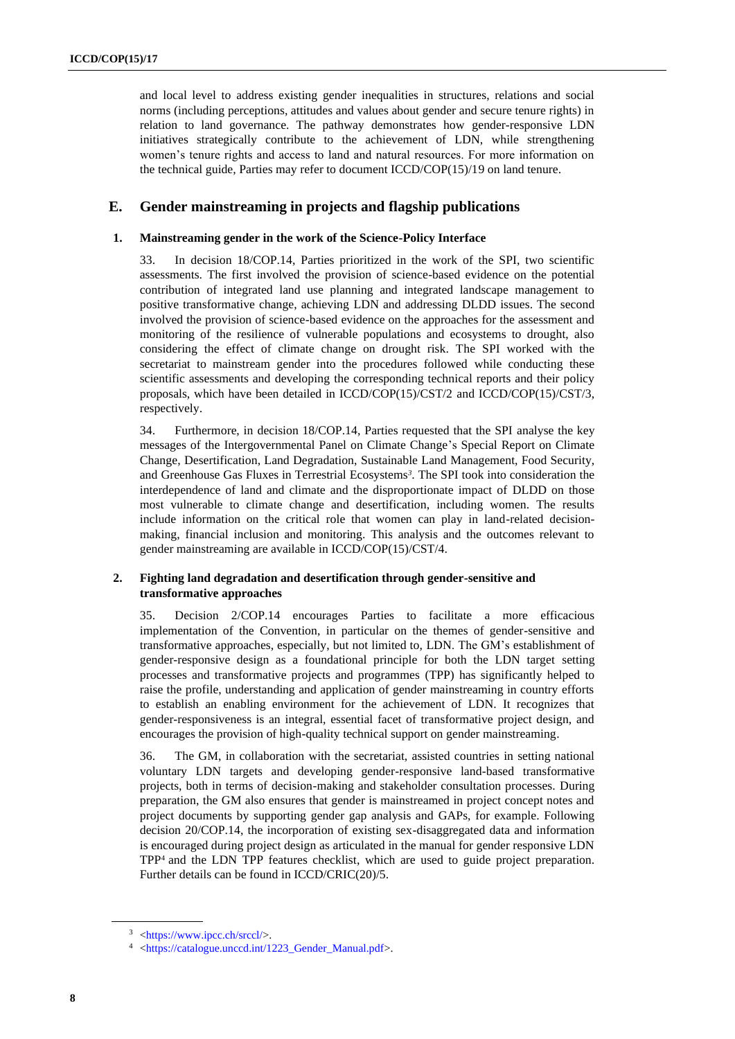and local level to address existing gender inequalities in structures, relations and social norms (including perceptions, attitudes and values about gender and secure tenure rights) in relation to land governance. The pathway demonstrates how gender-responsive LDN initiatives strategically contribute to the achievement of LDN, while strengthening women's tenure rights and access to land and natural resources. For more information on the technical guide, Parties may refer to document ICCD/COP(15)/19 on land tenure.

## E. Gender mainstreaming in projects and flagship publications

### 1. Mainstreaming gender in the work of the Science-Policy Interface

33. In decision 18/COP.14, Parties prioritized in the work of the SPI, two scientific assessments. The first involved the provision of science-based evidence on the potential contribution of integrated land use planning and integrated landscape management to positive transformative change, achieving LDN and addressing DLDD issues. The second involved the provision of science-based evidence on the approaches for the assessment and monitoring of the resilience of vulnerable populations and ecosystems to drought, also considering the effect of climate change on drought risk. The SPI worked with the secretariat to mainstream gender into the procedures followed while conducting these scientific assessments and developing the corresponding technical reports and their policy proposals, which have been detailed in ICCD/COP(15)/CST/2 and ICCD/COP(15)/CST/3, respectively.

34. Furthermore, in decision 18/COP.14, Parties requested that the SPI analyse the key messages of the Intergovernmental Panel on Climate Change's Special Report on Climate Change, Desertification, Land Degradation, Sustainable Land Management, Food Security, and Greenhouse Gas Fluxes in Terrestrial Ecosystems[3]. The SPI took into consideration the interdependence of land and climate and the disproportionate impact of DLDD on those most vulnerable to climate change and desertification, including women. The results include information on the critical role that women can play in land-related decision-making, financial inclusion and monitoring. This analysis and the outcomes relevant to gender mainstreaming are available in ICCD/COP(15)/CST/4.

### 2. Fighting land degradation and desertification through gender-sensitive and transformative approaches

35. Decision 2/COP.14 encourages Parties to facilitate a more efficacious implementation of the Convention, in particular on the themes of gender-sensitive and transformative approaches, especially, but not limited to, LDN. The GM's establishment of gender-responsive design as a foundational principle for both the LDN target setting processes and transformative projects and programmes (TPP) has significantly helped to raise the profile, understanding and application of gender mainstreaming in country efforts to establish an enabling environment for the achievement of LDN. It recognizes that gender-responsiveness is an integral, essential facet of transformative project design, and encourages the provision of high-quality technical support on gender mainstreaming.

36. The GM, in collaboration with the secretariat, assisted countries in setting national voluntary LDN targets and developing gender-responsive land-based transformative projects, both in terms of decision-making and stakeholder consultation processes. During preparation, the GM also ensures that gender is mainstreamed in project concept notes and project documents by supporting gender gap analysis and GAPs, for example. Following decision 20/COP.14, the incorporation of existing sex-disaggregated data and information is encouraged during project design as articulated in the manual for gender responsive LDN TPP[4] and the LDN TPP features checklist, which are used to guide project preparation. Further details can be found in ICCD/CRIC(20)/5.

---

[3] <https://www.ipcc.ch/srccl/>.

[4] <https://catalogue.unccd.int/1223_Gender_Manual.pdf>.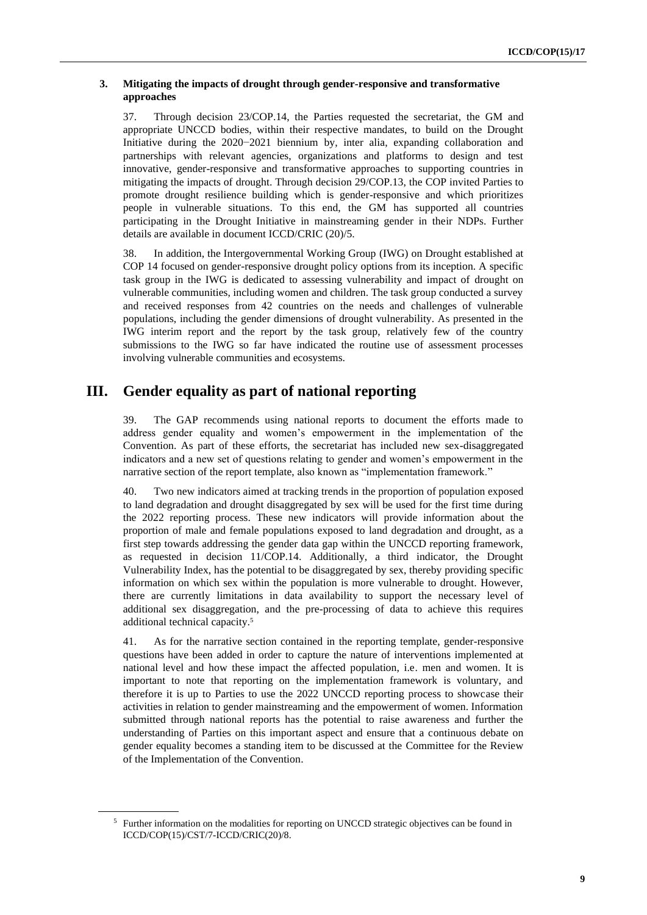### 3. Mitigating the impacts of drought through gender-responsive and transformative approaches

37. Through decision 23/COP.14, the Parties requested the secretariat, the GM and appropriate UNCCD bodies, within their respective mandates, to build on the Drought Initiative during the 2020−2021 biennium by, inter alia, expanding collaboration and partnerships with relevant agencies, organizations and platforms to design and test innovative, gender-responsive and transformative approaches to supporting countries in mitigating the impacts of drought. Through decision 29/COP.13, the COP invited Parties to promote drought resilience building which is gender-responsive and which prioritizes people in vulnerable situations. To this end, the GM has supported all countries participating in the Drought Initiative in mainstreaming gender in their NDPs. Further details are available in document ICCD/CRIC (20)/5.

38. In addition, the Intergovernmental Working Group (IWG) on Drought established at COP 14 focused on gender-responsive drought policy options from its inception. A specific task group in the IWG is dedicated to assessing vulnerability and impact of drought on vulnerable communities, including women and children. The task group conducted a survey and received responses from 42 countries on the needs and challenges of vulnerable populations, including the gender dimensions of drought vulnerability. As presented in the IWG interim report and the report by the task group, relatively few of the country submissions to the IWG so far have indicated the routine use of assessment processes involving vulnerable communities and ecosystems.

## III. Gender equality as part of national reporting

39. The GAP recommends using national reports to document the efforts made to address gender equality and women's empowerment in the implementation of the Convention. As part of these efforts, the secretariat has included new sex-disaggregated indicators and a new set of questions relating to gender and women's empowerment in the narrative section of the report template, also known as "implementation framework."

40. Two new indicators aimed at tracking trends in the proportion of population exposed to land degradation and drought disaggregated by sex will be used for the first time during the 2022 reporting process. These new indicators will provide information about the proportion of male and female populations exposed to land degradation and drought, as a first step towards addressing the gender data gap within the UNCCD reporting framework, as requested in decision 11/COP.14. Additionally, a third indicator, the Drought Vulnerability Index, has the potential to be disaggregated by sex, thereby providing specific information on which sex within the population is more vulnerable to drought. However, there are currently limitations in data availability to support the necessary level of additional sex disaggregation, and the pre-processing of data to achieve this requires additional technical capacity.[5]

41. As for the narrative section contained in the reporting template, gender-responsive questions have been added in order to capture the nature of interventions implemented at national level and how these impact the affected population, i.e. men and women. It is important to note that reporting on the implementation framework is voluntary, and therefore it is up to Parties to use the 2022 UNCCD reporting process to showcase their activities in relation to gender mainstreaming and the empowerment of women. Information submitted through national reports has the potential to raise awareness and further the understanding of Parties on this important aspect and ensure that a continuous debate on gender equality becomes a standing item to be discussed at the Committee for the Review of the Implementation of the Convention.

[5] Further information on the modalities for reporting on UNCCD strategic objectives can be found in ICCD/COP(15)/CST/7-ICCD/CRIC(20)/8.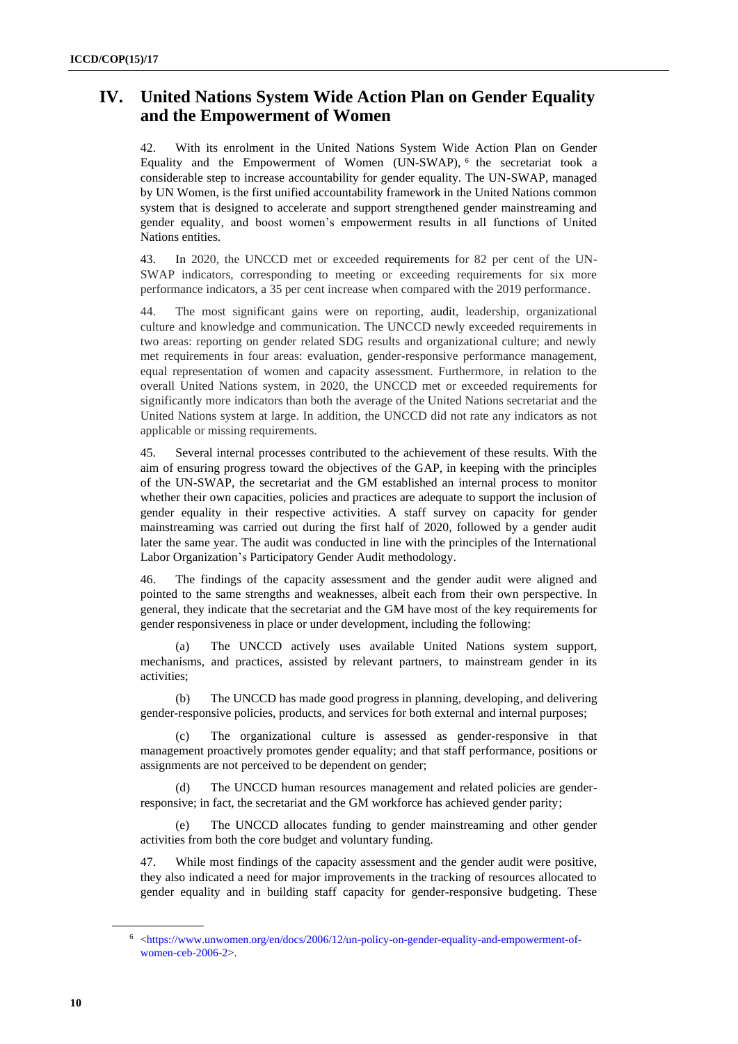# IV. United Nations System Wide Action Plan on Gender Equality and the Empowerment of Women

42. With its enrolment in the United Nations System Wide Action Plan on Gender Equality and the Empowerment of Women (UN-SWAP), [6] the secretariat took a considerable step to increase accountability for gender equality. The UN-SWAP, managed by UN Women, is the first unified accountability framework in the United Nations common system that is designed to accelerate and support strengthened gender mainstreaming and gender equality, and boost women's empowerment results in all functions of United Nations entities.

43. In 2020, the UNCCD met or exceeded requirements for 82 per cent of the UN-SWAP indicators, corresponding to meeting or exceeding requirements for six more performance indicators, a 35 per cent increase when compared with the 2019 performance.

44. The most significant gains were on reporting, audit, leadership, organizational culture and knowledge and communication. The UNCCD newly exceeded requirements in two areas: reporting on gender related SDG results and organizational culture; and newly met requirements in four areas: evaluation, gender-responsive performance management, equal representation of women and capacity assessment. Furthermore, in relation to the overall United Nations system, in 2020, the UNCCD met or exceeded requirements for significantly more indicators than both the average of the United Nations secretariat and the United Nations system at large. In addition, the UNCCD did not rate any indicators as not applicable or missing requirements.

45. Several internal processes contributed to the achievement of these results. With the aim of ensuring progress toward the objectives of the GAP, in keeping with the principles of the UN-SWAP, the secretariat and the GM established an internal process to monitor whether their own capacities, policies and practices are adequate to support the inclusion of gender equality in their respective activities. A staff survey on capacity for gender mainstreaming was carried out during the first half of 2020, followed by a gender audit later the same year. The audit was conducted in line with the principles of the International Labor Organization's Participatory Gender Audit methodology.

46. The findings of the capacity assessment and the gender audit were aligned and pointed to the same strengths and weaknesses, albeit each from their own perspective. In general, they indicate that the secretariat and the GM have most of the key requirements for gender responsiveness in place or under development, including the following:

(a) The UNCCD actively uses available United Nations system support, mechanisms, and practices, assisted by relevant partners, to mainstream gender in its activities;

(b) The UNCCD has made good progress in planning, developing, and delivering gender-responsive policies, products, and services for both external and internal purposes;

(c) The organizational culture is assessed as gender-responsive in that management proactively promotes gender equality; and that staff performance, positions or assignments are not perceived to be dependent on gender;

(d) The UNCCD human resources management and related policies are gender-responsive; in fact, the secretariat and the GM workforce has achieved gender parity;

(e) The UNCCD allocates funding to gender mainstreaming and other gender activities from both the core budget and voluntary funding.

47. While most findings of the capacity assessment and the gender audit were positive, they also indicated a need for major improvements in the tracking of resources allocated to gender equality and in building staff capacity for gender-responsive budgeting. These

[6] <https://www.unwomen.org/en/docs/2006/12/un-policy-on-gender-equality-and-empowerment-of-women-ceb-2006-2>.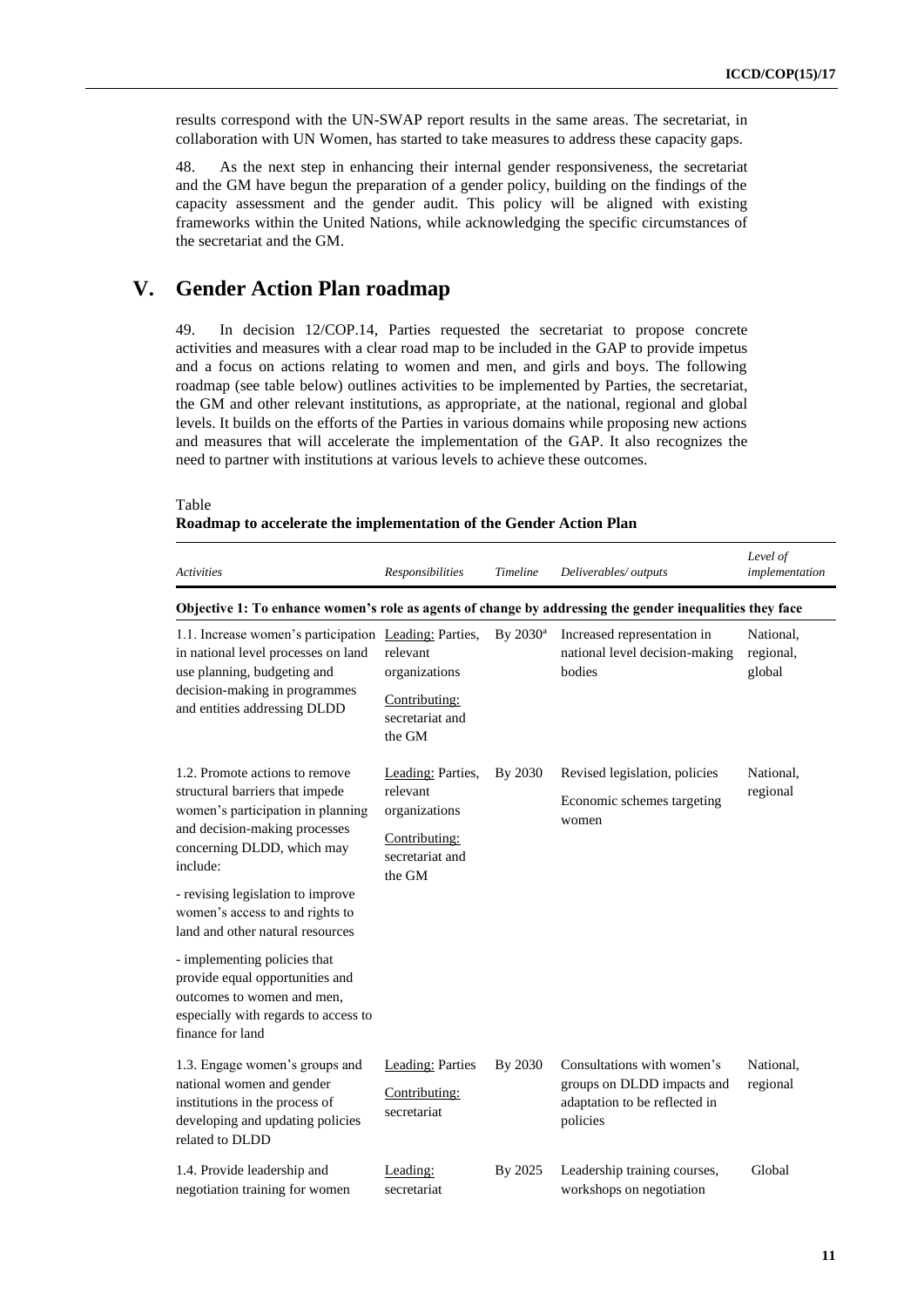results correspond with the UN-SWAP report results in the same areas. The secretariat, in collaboration with UN Women, has started to take measures to address these capacity gaps.

48. As the next step in enhancing their internal gender responsiveness, the secretariat and the GM have begun the preparation of a gender policy, building on the findings of the capacity assessment and the gender audit. This policy will be aligned with existing frameworks within the United Nations, while acknowledging the specific circumstances of the secretariat and the GM.

# V. Gender Action Plan roadmap

49. In decision 12/COP.14, Parties requested the secretariat to propose concrete activities and measures with a clear road map to be included in the GAP to provide impetus and a focus on actions relating to women and men, and girls and boys. The following roadmap (see table below) outlines activities to be implemented by Parties, the secretariat, the GM and other relevant institutions, as appropriate, at the national, regional and global levels. It builds on the efforts of the Parties in various domains while proposing new actions and measures that will accelerate the implementation of the GAP. It also recognizes the need to partner with institutions at various levels to achieve these outcomes.

Table
**Roadmap to accelerate the implementation of the Gender Action Plan**

| *Activities* | *Responsibilities* | *Timeline* | *Deliverables/ outputs* | *Level of implementation* |
|---|---|---|---|---|
| **Objective 1: To enhance women's role as agents of change by addressing the gender inequalities they face** | | | | |
| 1.1. Increase women's participation in national level processes on land use planning, budgeting and decision-making in programmes and entities addressing DLDD | Leading: Parties, relevant organizations<br>Contributing: secretariat and the GM | By 2030[a] | Increased representation in national level decision-making bodies | National, regional, global |
| 1.2. Promote actions to remove structural barriers that impede women's participation in planning and decision-making processes concerning DLDD, which may include:<br>- revising legislation to improve women's access to and rights to land and other natural resources<br>- implementing policies that provide equal opportunities and outcomes to women and men, especially with regards to access to finance for land | Leading: Parties, relevant organizations<br>Contributing: secretariat and the GM | By 2030 | Revised legislation, policies<br>Economic schemes targeting women | National, regional |
| 1.3. Engage women's groups and national women and gender institutions in the process of developing and updating policies related to DLDD | Leading: Parties<br>Contributing: secretariat | By 2030 | Consultations with women's groups on DLDD impacts and adaptation to be reflected in policies | National, regional |
| 1.4. Provide leadership and negotiation training for women | Leading: secretariat | By 2025 | Leadership training courses, workshops on negotiation | Global |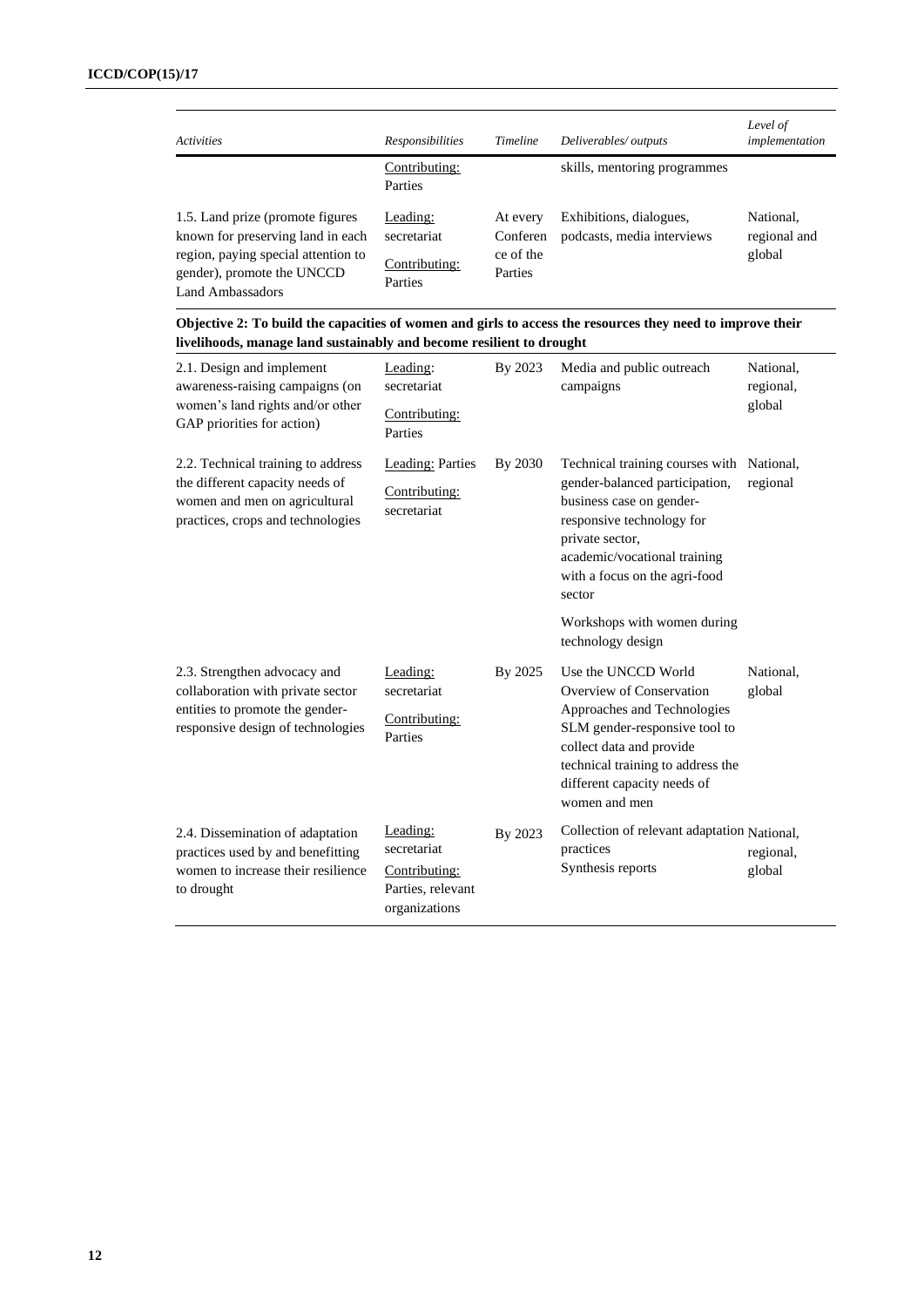| *Activities* | *Responsibilities* | *Timeline* | *Deliverables/ outputs* | *Level of implementation* |
|---|---|---|---|---|
| | Contributing: Parties | | skills, mentoring programmes | |
| 1.5. Land prize (promote figures known for preserving land in each region, paying special attention to gender), promote the UNCCD Land Ambassadors | Leading: secretariat<br>Contributing: Parties | At every Conference of the Parties | Exhibitions, dialogues, podcasts, media interviews | National, regional and global |
| **Objective 2: To build the capacities of women and girls to access the resources they need to improve their livelihoods, manage land sustainably and become resilient to drought** | | | | |
| 2.1. Design and implement awareness-raising campaigns (on women's land rights and/or other GAP priorities for action) | Leading: secretariat<br>Contributing: Parties | By 2023 | Media and public outreach campaigns | National, regional, global |
| 2.2. Technical training to address the different capacity needs of women and men on agricultural practices, crops and technologies | Leading: Parties<br>Contributing: secretariat | By 2030 | Technical training courses with gender-balanced participation, business case on gender-responsive technology for private sector, academic/vocational training with a focus on the agri-food sector<br>Workshops with women during technology design | National, regional |
| 2.3. Strengthen advocacy and collaboration with private sector entities to promote the gender-responsive design of technologies | Leading: secretariat<br>Contributing: Parties | By 2025 | Use the UNCCD World Overview of Conservation Approaches and Technologies SLM gender-responsive tool to collect data and provide technical training to address the different capacity needs of women and men | National, global |
| 2.4. Dissemination of adaptation practices used by and benefitting women to increase their resilience to drought | Leading: secretariat<br>Contributing: Parties, relevant organizations | By 2023 | Collection of relevant adaptation practices<br>Synthesis reports | National, regional, global |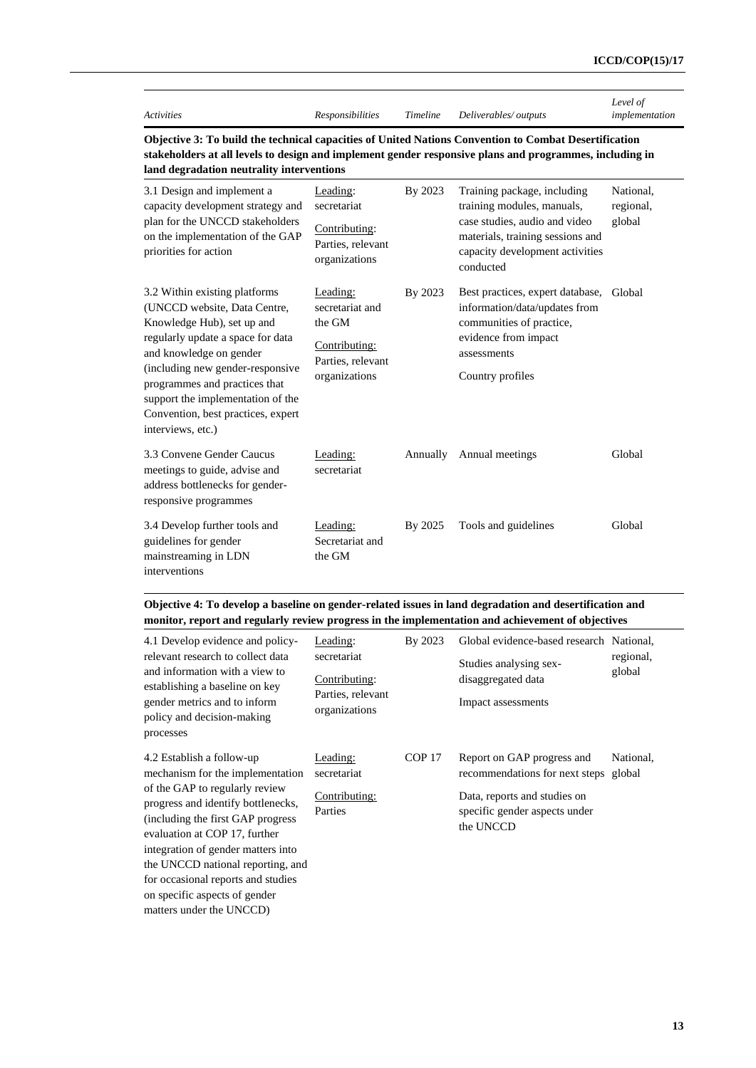| *Activities* | *Responsibilities* | *Timeline* | *Deliverables/ outputs* | *Level of implementation* |
|---|---|---|---|---|
| **Objective 3: To build the technical capacities of United Nations Convention to Combat Desertification stakeholders at all levels to design and implement gender responsive plans and programmes, including in land degradation neutrality interventions** | | | | |
| 3.1 Design and implement a capacity development strategy and plan for the UNCCD stakeholders on the implementation of the GAP priorities for action | Leading: secretariat<br>Contributing: Parties, relevant organizations | By 2023 | Training package, including training modules, manuals, case studies, audio and video materials, training sessions and capacity development activities conducted | National, regional, global |
| 3.2 Within existing platforms (UNCCD website, Data Centre, Knowledge Hub), set up and regularly update a space for data and knowledge on gender (including new gender-responsive programmes and practices that support the implementation of the Convention, best practices, expert interviews, etc.) | Leading: secretariat and the GM<br>Contributing: Parties, relevant organizations | By 2023 | Best practices, expert database, information/data/updates from communities of practice, evidence from impact assessments<br>Country profiles | Global |
| 3.3 Convene Gender Caucus meetings to guide, advise and address bottlenecks for gender-responsive programmes | Leading: secretariat | Annually | Annual meetings | Global |
| 3.4 Develop further tools and guidelines for gender mainstreaming in LDN interventions | Leading: Secretariat and the GM | By 2025 | Tools and guidelines | Global |
| **Objective 4: To develop a baseline on gender-related issues in land degradation and desertification and monitor, report and regularly review progress in the implementation and achievement of objectives** | | | | |
| 4.1 Develop evidence and policy-relevant research to collect data and information with a view to establishing a baseline on key gender metrics and to inform policy and decision-making processes | Leading: secretariat<br>Contributing: Parties, relevant organizations | By 2023 | Global evidence-based research<br>Studies analysing sex-disaggregated data<br>Impact assessments | National, regional, global |
| 4.2 Establish a follow-up mechanism for the implementation of the GAP to regularly review progress and identify bottlenecks, (including the first GAP progress evaluation at COP 17, further integration of gender matters into the UNCCD national reporting, and for occasional reports and studies on specific aspects of gender matters under the UNCCD) | Leading: secretariat<br>Contributing: Parties | COP 17 | Report on GAP progress and recommendations for next steps<br>Data, reports and studies on specific gender aspects under the UNCCD | National, global |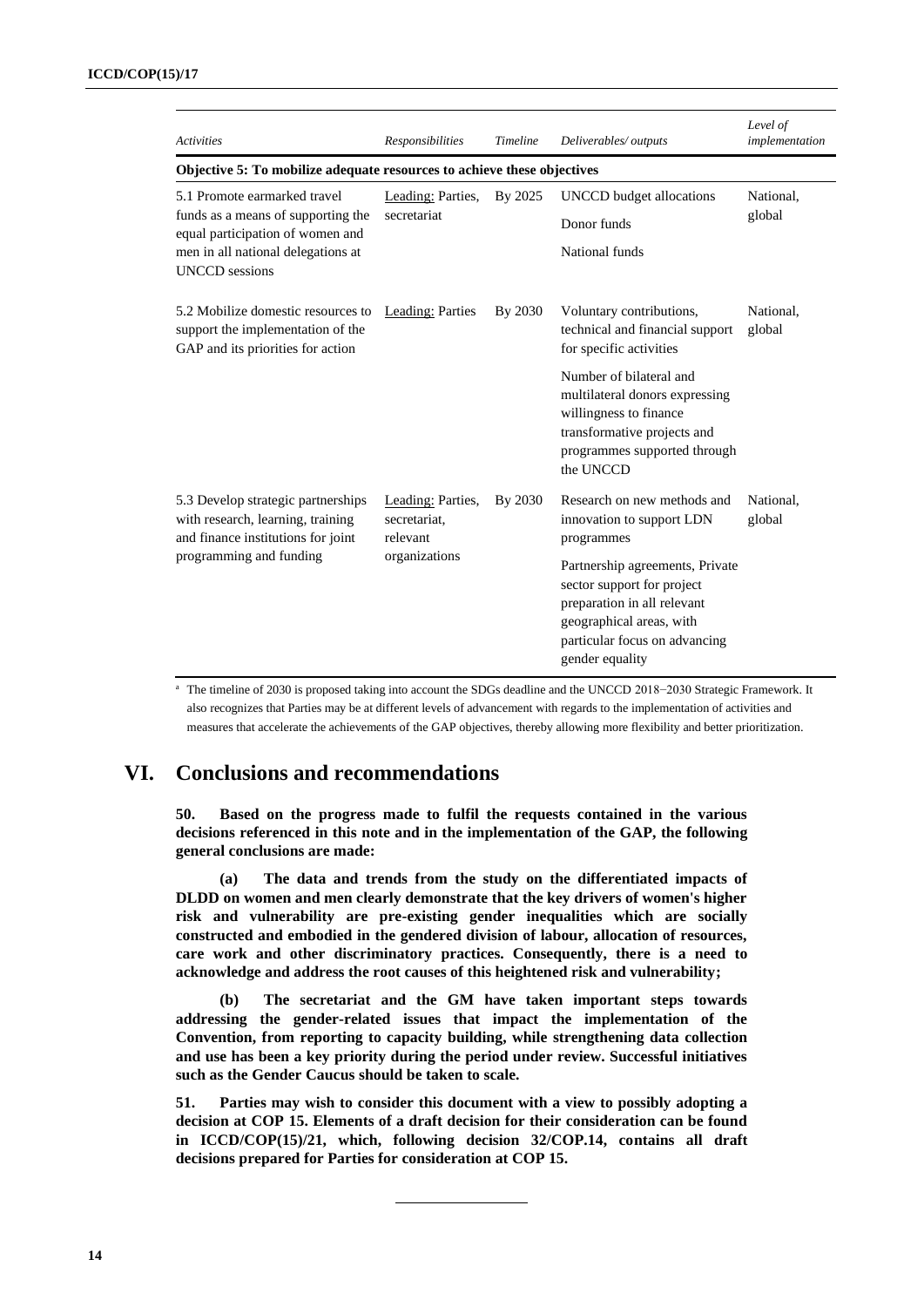| *Activities* | *Responsibilities* | *Timeline* | *Deliverables/ outputs* | *Level of implementation* |
|---|---|---|---|---|
| **Objective 5: To mobilize adequate resources to achieve these objectives** | | | | |
| 5.1 Promote earmarked travel funds as a means of supporting the equal participation of women and men in all national delegations at UNCCD sessions | Leading: Parties, secretariat | By 2025 | UNCCD budget allocations<br><br>Donor funds<br><br>National funds | National, global |
| 5.2 Mobilize domestic resources to support the implementation of the GAP and its priorities for action | Leading: Parties | By 2030 | Voluntary contributions, technical and financial support for specific activities<br><br>Number of bilateral and multilateral donors expressing willingness to finance transformative projects and programmes supported through the UNCCD | National, global |
| 5.3 Develop strategic partnerships with research, learning, training and finance institutions for joint programming and funding | Leading: Parties, secretariat, relevant organizations | By 2030 | Research on new methods and innovation to support LDN programmes<br><br>Partnership agreements, Private sector support for project preparation in all relevant geographical areas, with particular focus on advancing gender equality | National, global |

[a] The timeline of 2030 is proposed taking into account the SDGs deadline and the UNCCD 2018−2030 Strategic Framework. It also recognizes that Parties may be at different levels of advancement with regards to the implementation of activities and measures that accelerate the achievements of the GAP objectives, thereby allowing more flexibility and better prioritization.

## VI. Conclusions and recommendations

**50. Based on the progress made to fulfil the requests contained in the various decisions referenced in this note and in the implementation of the GAP, the following general conclusions are made:**

**(a) The data and trends from the study on the differentiated impacts of DLDD on women and men clearly demonstrate that the key drivers of women's higher risk and vulnerability are pre-existing gender inequalities which are socially constructed and embodied in the gendered division of labour, allocation of resources, care work and other discriminatory practices. Consequently, there is a need to acknowledge and address the root causes of this heightened risk and vulnerability;**

**(b) The secretariat and the GM have taken important steps towards addressing the gender-related issues that impact the implementation of the Convention, from reporting to capacity building, while strengthening data collection and use has been a key priority during the period under review. Successful initiatives such as the Gender Caucus should be taken to scale.**

**51. Parties may wish to consider this document with a view to possibly adopting a decision at COP 15. Elements of a draft decision for their consideration can be found in ICCD/COP(15)/21, which, following decision 32/COP.14, contains all draft decisions prepared for Parties for consideration at COP 15.**